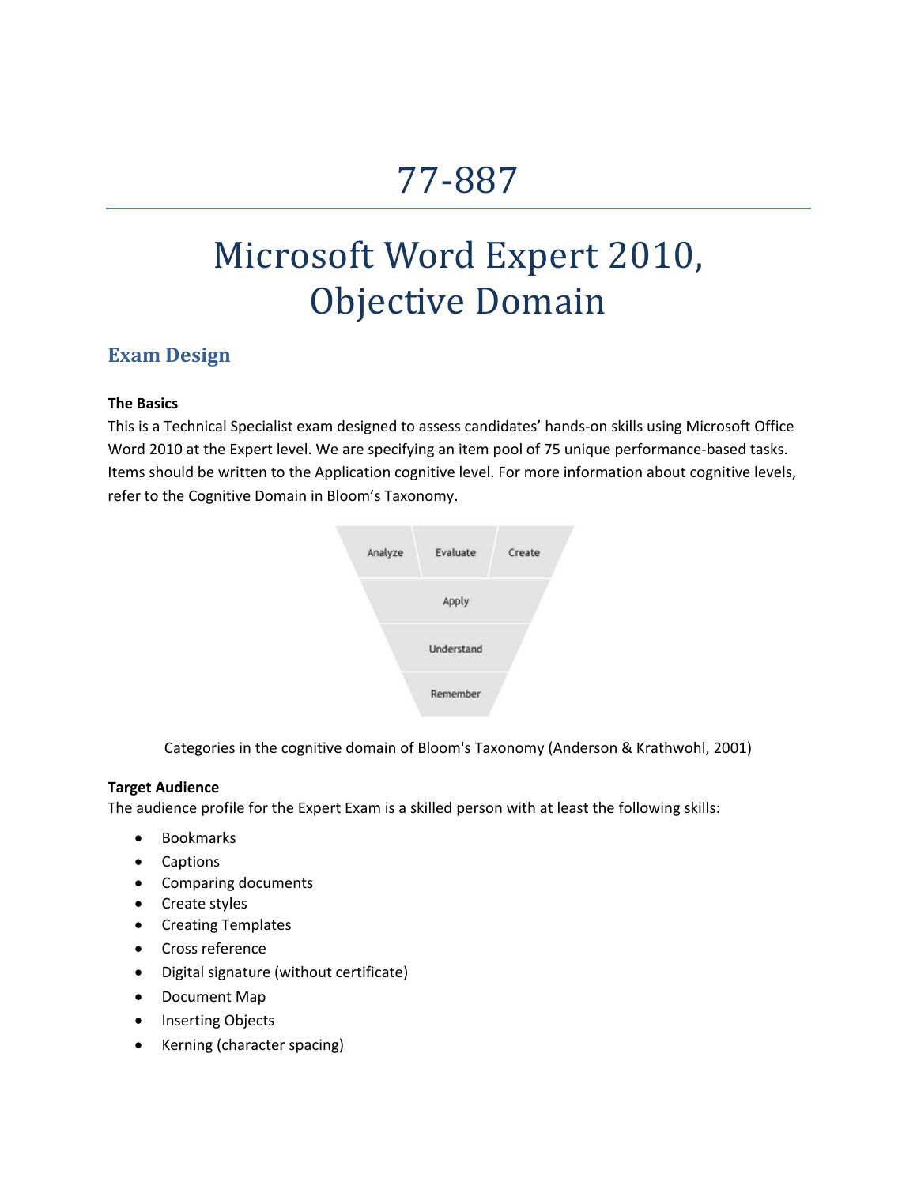# 77-887

# Microsoft Word Expert 2010, Objective Domain

## Exam Design

**The Basics**

This is a Technical Specialist exam designed to assess candidates' hands-on skills using Microsoft Office Word 2010 at the Expert level. We are specifying an item pool of 75 unique performance-based tasks. Items should be written to the Application cognitive level. For more information about cognitive levels, refer to the Cognitive Domain in Bloom's Taxonomy.

Analyze | Evaluate | Create
Apply
Understand
Remember

Categories in the cognitive domain of Bloom's Taxonomy (Anderson & Krathwohl, 2001)

**Target Audience**

The audience profile for the Expert Exam is a skilled person with at least the following skills:

- Bookmarks
- Captions
- Comparing documents
- Create styles
- Creating Templates
- Cross reference
- Digital signature (without certificate)
- Document Map
- Inserting Objects
- Kerning (character spacing)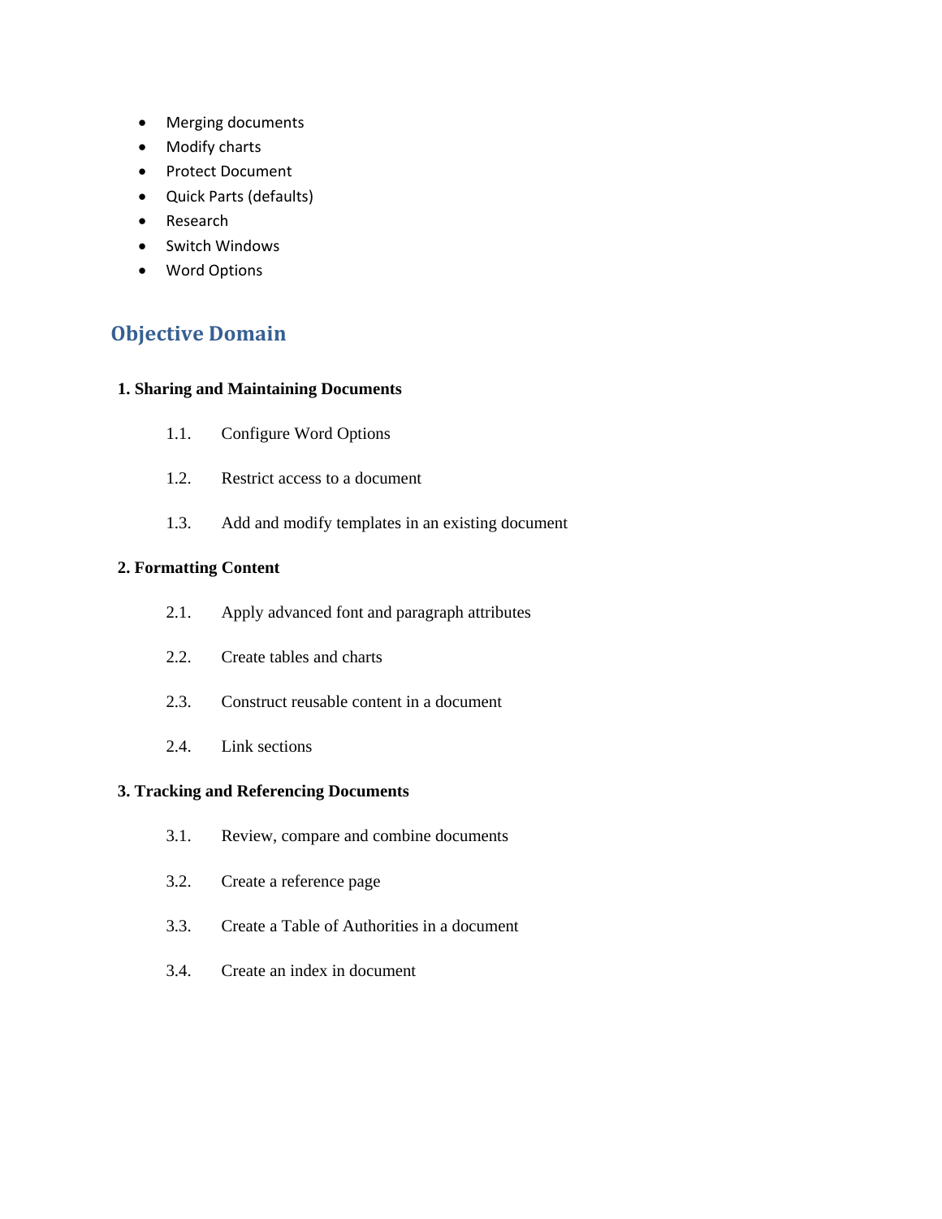- Merging documents
- Modify charts
- Protect Document
- Quick Parts (defaults)
- Research
- Switch Windows
- Word Options

## Objective Domain

**1. Sharing and Maintaining Documents**

1.1. Configure Word Options

1.2. Restrict access to a document

1.3. Add and modify templates in an existing document

**2. Formatting Content**

2.1. Apply advanced font and paragraph attributes

2.2. Create tables and charts

2.3. Construct reusable content in a document

2.4. Link sections

**3. Tracking and Referencing Documents**

3.1. Review, compare and combine documents

3.2. Create a reference page

3.3. Create a Table of Authorities in a document

3.4. Create an index in document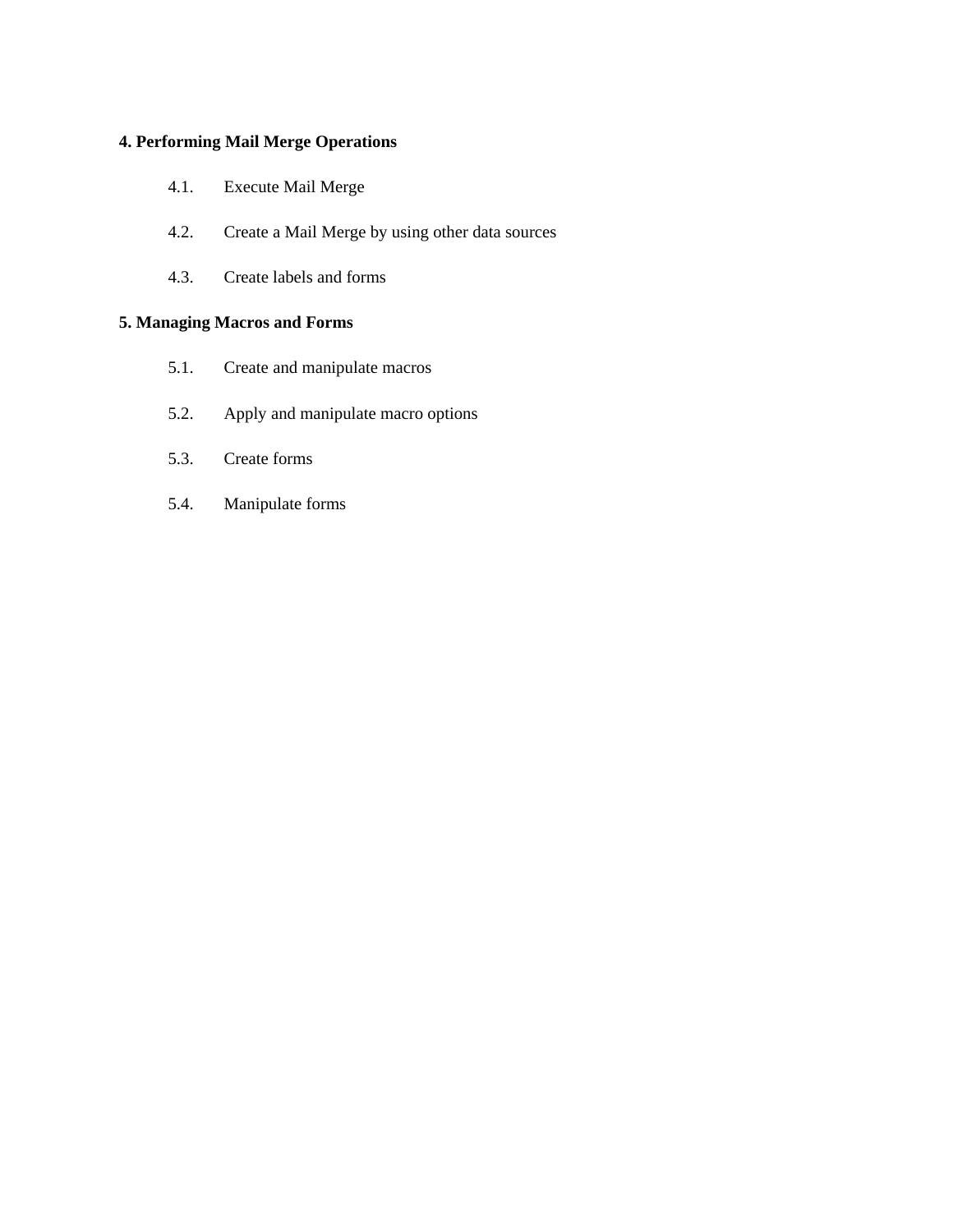**4. Performing Mail Merge Operations**

- 4.1. Execute Mail Merge
- 4.2. Create a Mail Merge by using other data sources
- 4.3. Create labels and forms

**5. Managing Macros and Forms**

- 5.1. Create and manipulate macros
- 5.2. Apply and manipulate macro options
- 5.3. Create forms
- 5.4. Manipulate forms